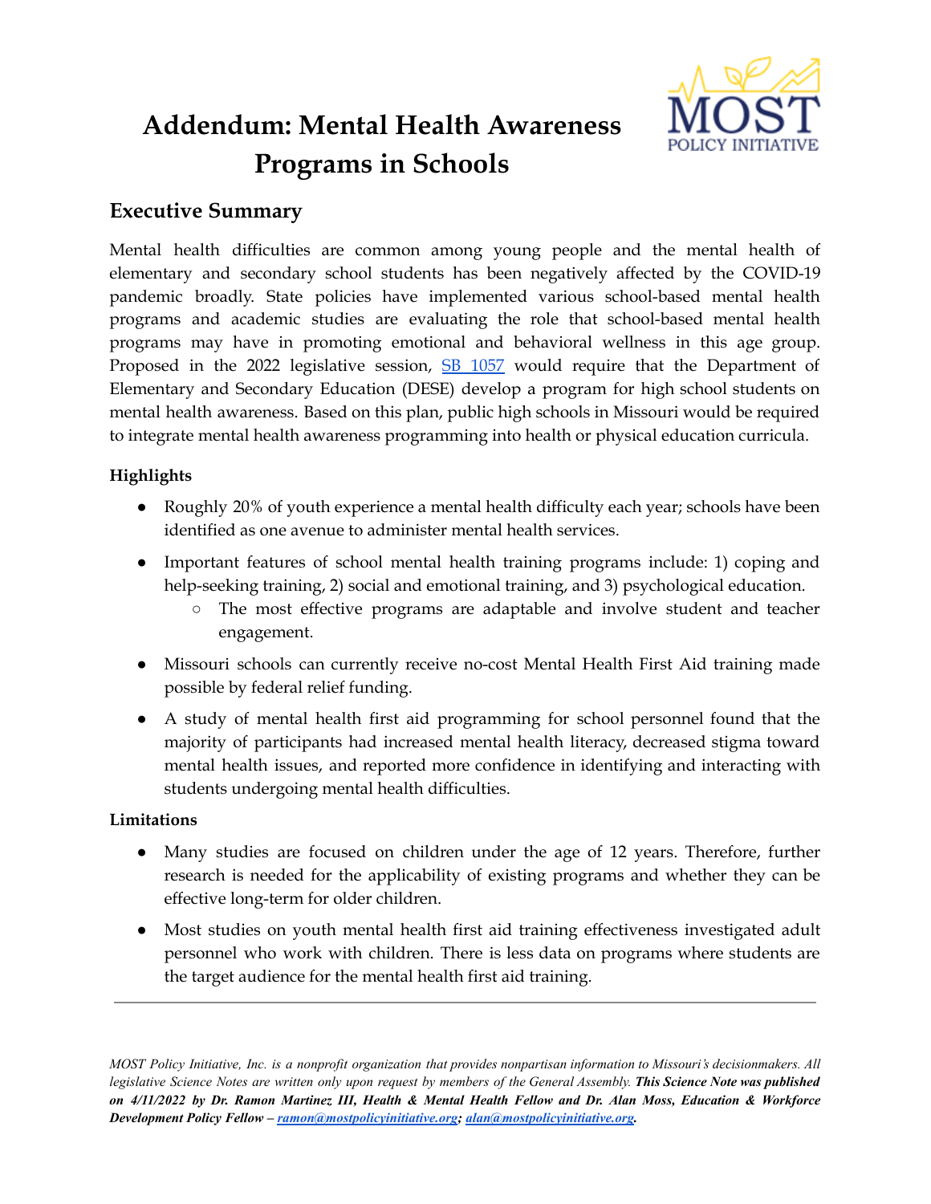# Addendum: Mental Health Awareness Programs in Schools

## Executive Summary

Mental health difficulties are common among young people and the mental health of elementary and secondary school students has been negatively affected by the COVID-19 pandemic broadly. State policies have implemented various school-based mental health programs and academic studies are evaluating the role that school-based mental health programs may have in promoting emotional and behavioral wellness in this age group. Proposed in the 2022 legislative session, [SB 1057](#) would require that the Department of Elementary and Secondary Education (DESE) develop a program for high school students on mental health awareness. Based on this plan, public high schools in Missouri would be required to integrate mental health awareness programming into health or physical education curricula.

### Highlights

- Roughly 20% of youth experience a mental health difficulty each year; schools have been identified as one avenue to administer mental health services.
- Important features of school mental health training programs include: 1) coping and help-seeking training, 2) social and emotional training, and 3) psychological education.
  - The most effective programs are adaptable and involve student and teacher engagement.
- Missouri schools can currently receive no-cost Mental Health First Aid training made possible by federal relief funding.
- A study of mental health first aid programming for school personnel found that the majority of participants had increased mental health literacy, decreased stigma toward mental health issues, and reported more confidence in identifying and interacting with students undergoing mental health difficulties.

### Limitations

- Many studies are focused on children under the age of 12 years. Therefore, further research is needed for the applicability of existing programs and whether they can be effective long-term for older children.
- Most studies on youth mental health first aid training effectiveness investigated adult personnel who work with children. There is less data on programs where students are the target audience for the mental health first aid training.

---

*MOST Policy Initiative, Inc. is a nonprofit organization that provides nonpartisan information to Missouri's decisionmakers. All legislative Science Notes are written only upon request by members of the General Assembly.* ***This Science Note was published on 4/11/2022 by Dr. Ramon Martinez III, Health & Mental Health Fellow and Dr. Alan Moss, Education & Workforce Development Policy Fellow – ramon@mostpolicyinitiative.org; alan@mostpolicyinitiative.org.***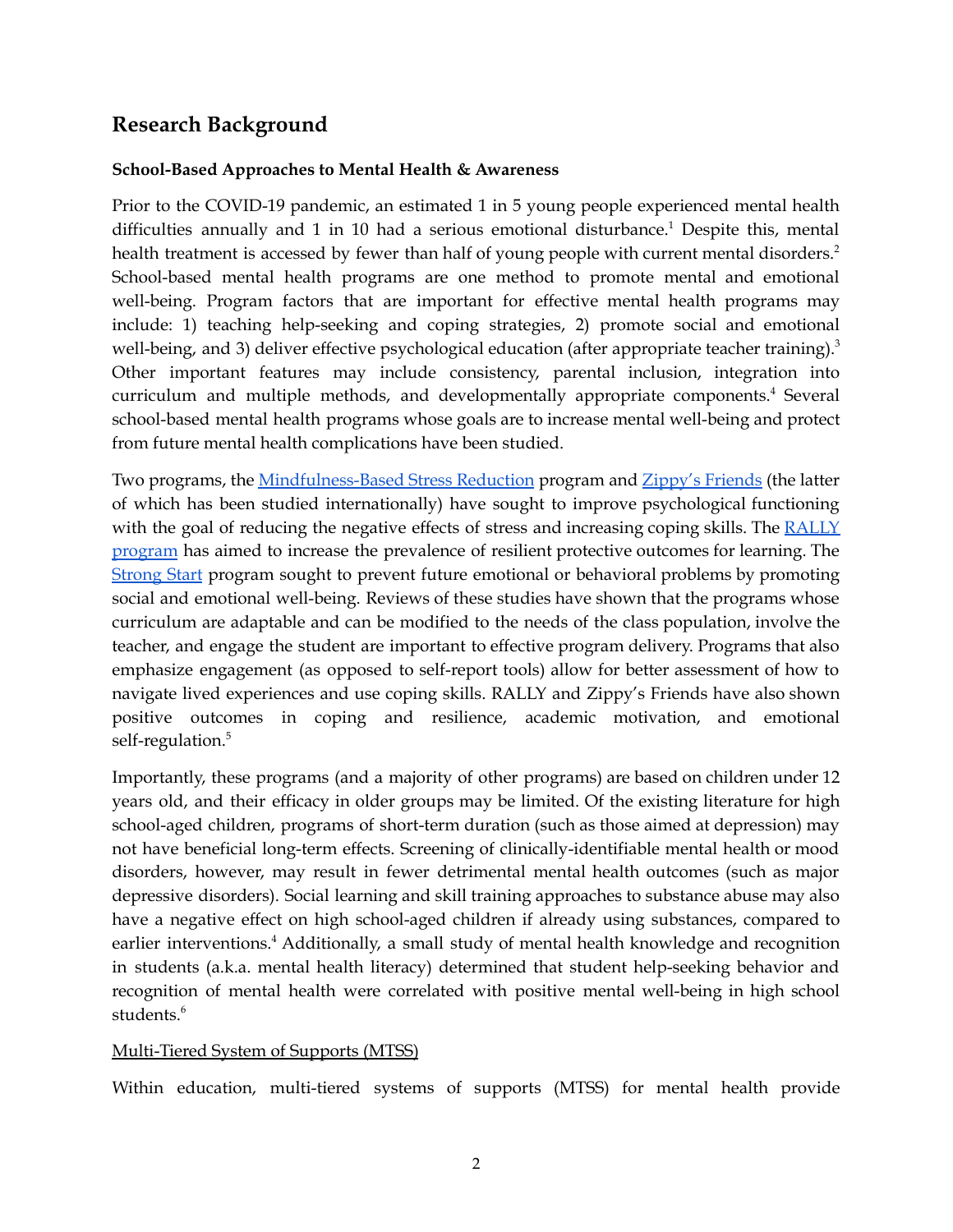## Research Background

### School-Based Approaches to Mental Health & Awareness

Prior to the COVID-19 pandemic, an estimated 1 in 5 young people experienced mental health difficulties annually and 1 in 10 had a serious emotional disturbance.[1] Despite this, mental health treatment is accessed by fewer than half of young people with current mental disorders.[2] School-based mental health programs are one method to promote mental and emotional well-being. Program factors that are important for effective mental health programs may include: 1) teaching help-seeking and coping strategies, 2) promote social and emotional well-being, and 3) deliver effective psychological education (after appropriate teacher training).[3] Other important features may include consistency, parental inclusion, integration into curriculum and multiple methods, and developmentally appropriate components.[4] Several school-based mental health programs whose goals are to increase mental well-being and protect from future mental health complications have been studied.

Two programs, the Mindfulness-Based Stress Reduction program and Zippy's Friends (the latter of which has been studied internationally) have sought to improve psychological functioning with the goal of reducing the negative effects of stress and increasing coping skills. The RALLY program has aimed to increase the prevalence of resilient protective outcomes for learning. The Strong Start program sought to prevent future emotional or behavioral problems by promoting social and emotional well-being. Reviews of these studies have shown that the programs whose curriculum are adaptable and can be modified to the needs of the class population, involve the teacher, and engage the student are important to effective program delivery. Programs that also emphasize engagement (as opposed to self-report tools) allow for better assessment of how to navigate lived experiences and use coping skills. RALLY and Zippy's Friends have also shown positive outcomes in coping and resilience, academic motivation, and emotional self-regulation.[5]

Importantly, these programs (and a majority of other programs) are based on children under 12 years old, and their efficacy in older groups may be limited. Of the existing literature for high school-aged children, programs of short-term duration (such as those aimed at depression) may not have beneficial long-term effects. Screening of clinically-identifiable mental health or mood disorders, however, may result in fewer detrimental mental health outcomes (such as major depressive disorders). Social learning and skill training approaches to substance abuse may also have a negative effect on high school-aged children if already using substances, compared to earlier interventions.[4] Additionally, a small study of mental health knowledge and recognition in students (a.k.a. mental health literacy) determined that student help-seeking behavior and recognition of mental health were correlated with positive mental well-being in high school students.[6]

#### Multi-Tiered System of Supports (MTSS)

Within education, multi-tiered systems of supports (MTSS) for mental health provide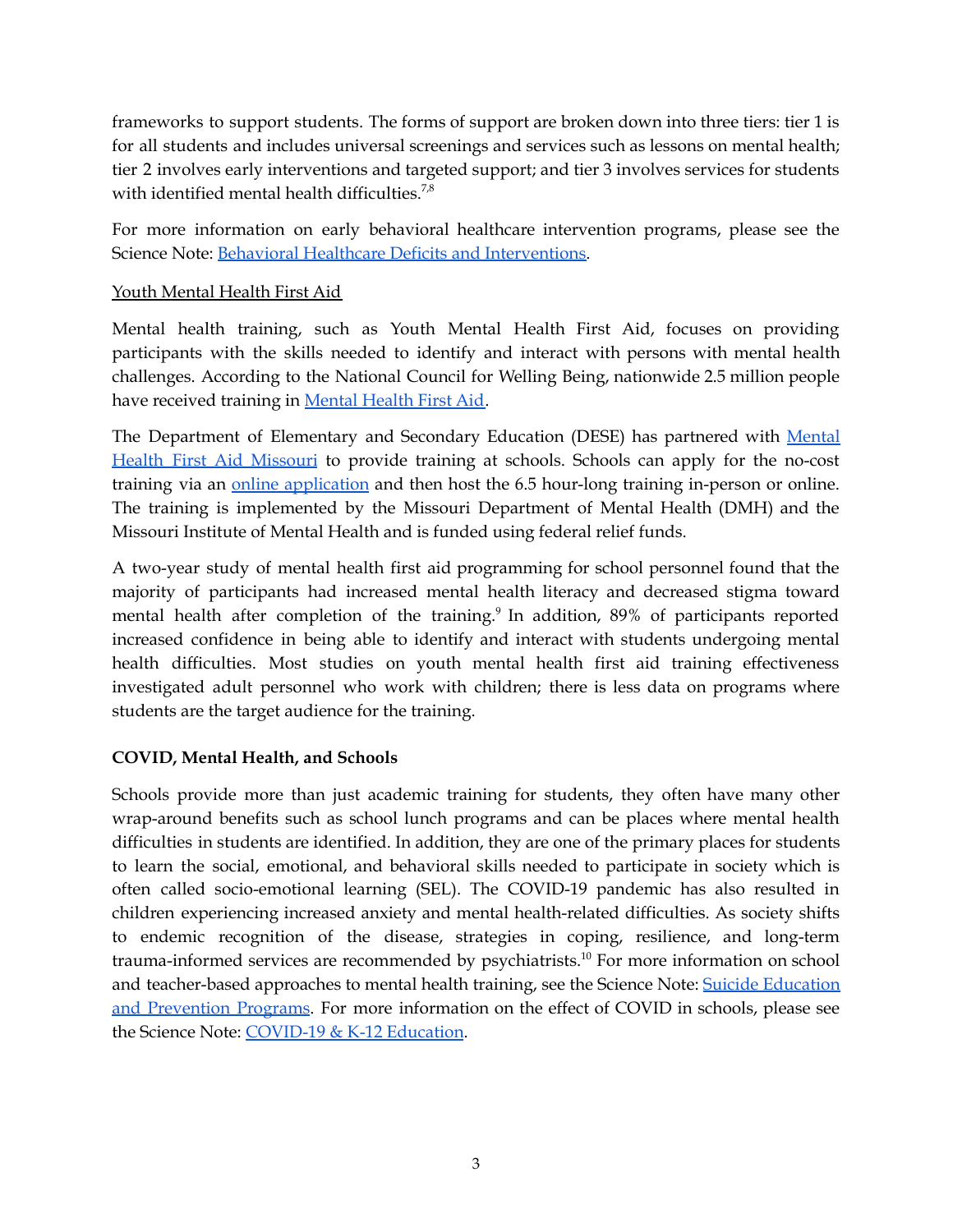frameworks to support students. The forms of support are broken down into three tiers: tier 1 is for all students and includes universal screenings and services such as lessons on mental health; tier 2 involves early interventions and targeted support; and tier 3 involves services for students with identified mental health difficulties.[7,8]

For more information on early behavioral healthcare intervention programs, please see the Science Note: Behavioral Healthcare Deficits and Interventions.

Youth Mental Health First Aid

Mental health training, such as Youth Mental Health First Aid, focuses on providing participants with the skills needed to identify and interact with persons with mental health challenges. According to the National Council for Welling Being, nationwide 2.5 million people have received training in Mental Health First Aid.

The Department of Elementary and Secondary Education (DESE) has partnered with Mental Health First Aid Missouri to provide training at schools. Schools can apply for the no-cost training via an online application and then host the 6.5 hour-long training in-person or online. The training is implemented by the Missouri Department of Mental Health (DMH) and the Missouri Institute of Mental Health and is funded using federal relief funds.

A two-year study of mental health first aid programming for school personnel found that the majority of participants had increased mental health literacy and decreased stigma toward mental health after completion of the training.[9] In addition, 89% of participants reported increased confidence in being able to identify and interact with students undergoing mental health difficulties. Most studies on youth mental health first aid training effectiveness investigated adult personnel who work with children; there is less data on programs where students are the target audience for the training.

**COVID, Mental Health, and Schools**

Schools provide more than just academic training for students, they often have many other wrap-around benefits such as school lunch programs and can be places where mental health difficulties in students are identified. In addition, they are one of the primary places for students to learn the social, emotional, and behavioral skills needed to participate in society which is often called socio-emotional learning (SEL). The COVID-19 pandemic has also resulted in children experiencing increased anxiety and mental health-related difficulties. As society shifts to endemic recognition of the disease, strategies in coping, resilience, and long-term trauma-informed services are recommended by psychiatrists.[10] For more information on school and teacher-based approaches to mental health training, see the Science Note: Suicide Education and Prevention Programs. For more information on the effect of COVID in schools, please see the Science Note: COVID-19 & K-12 Education.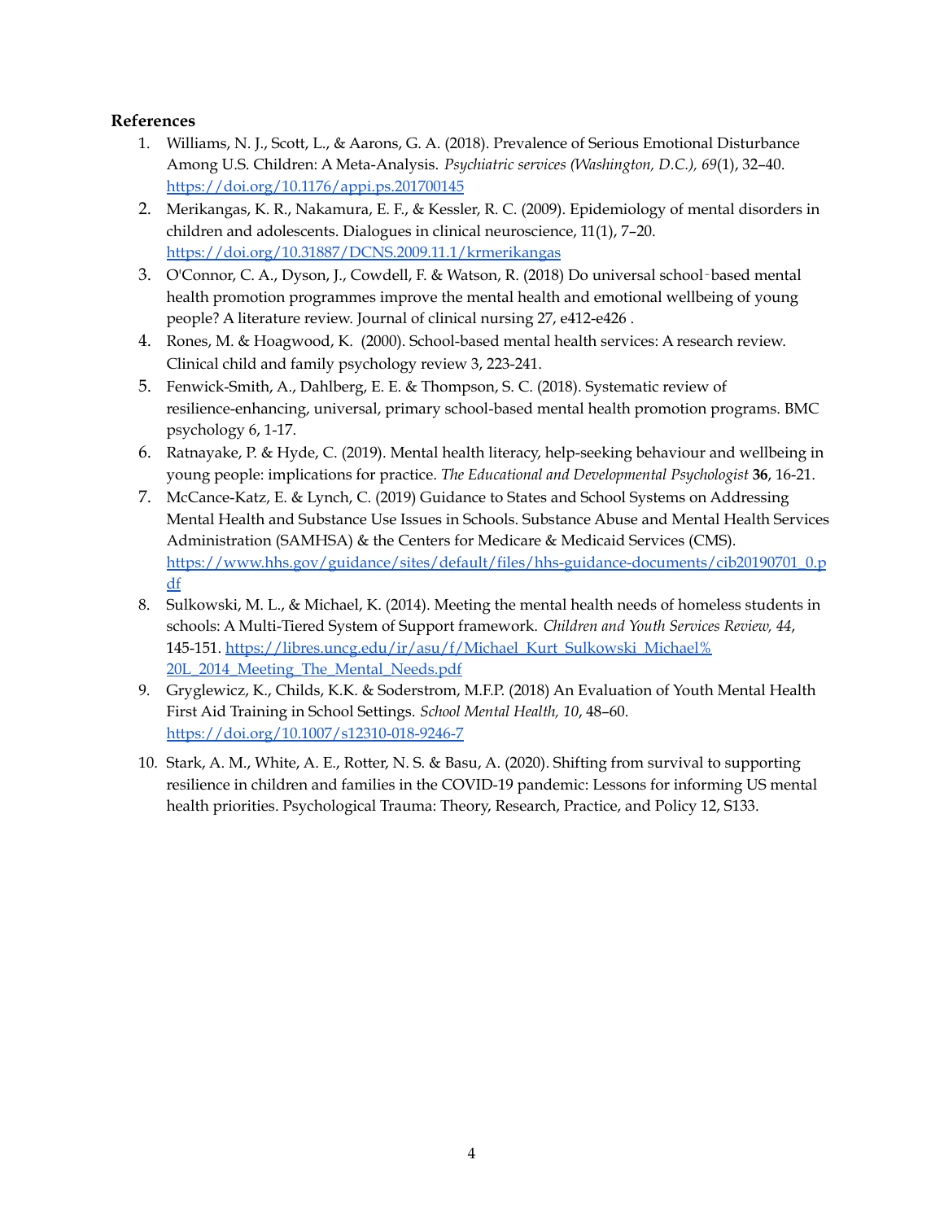**References**

1. Williams, N. J., Scott, L., & Aarons, G. A. (2018). Prevalence of Serious Emotional Disturbance Among U.S. Children: A Meta-Analysis. *Psychiatric services (Washington, D.C.), 69*(1), 32–40. https://doi.org/10.1176/appi.ps.201700145
2. Merikangas, K. R., Nakamura, E. F., & Kessler, R. C. (2009). Epidemiology of mental disorders in children and adolescents. Dialogues in clinical neuroscience, 11(1), 7–20. https://doi.org/10.31887/DCNS.2009.11.1/krmerikangas
3. O'Connor, C. A., Dyson, J., Cowdell, F. & Watson, R. (2018) Do universal school‐based mental health promotion programmes improve the mental health and emotional wellbeing of young people? A literature review. Journal of clinical nursing 27, e412-e426 .
4. Rones, M. & Hoagwood, K. (2000). School-based mental health services: A research review. Clinical child and family psychology review 3, 223-241.
5. Fenwick-Smith, A., Dahlberg, E. E. & Thompson, S. C. (2018). Systematic review of resilience-enhancing, universal, primary school-based mental health promotion programs. BMC psychology 6, 1-17.
6. Ratnayake, P. & Hyde, C. (2019). Mental health literacy, help-seeking behaviour and wellbeing in young people: implications for practice. *The Educational and Developmental Psychologist* **36**, 16-21.
7. McCance-Katz, E. & Lynch, C. (2019) Guidance to States and School Systems on Addressing Mental Health and Substance Use Issues in Schools. Substance Abuse and Mental Health Services Administration (SAMHSA) & the Centers for Medicare & Medicaid Services (CMS). https://www.hhs.gov/guidance/sites/default/files/hhs-guidance-documents/cib20190701_0.pdf
8. Sulkowski, M. L., & Michael, K. (2014). Meeting the mental health needs of homeless students in schools: A Multi-Tiered System of Support framework. *Children and Youth Services Review, 44*, 145-151. https://libres.uncg.edu/ir/asu/f/Michael_Kurt_Sulkowski_Michael%20L_2014_Meeting_The_Mental_Needs.pdf
9. Gryglewicz, K., Childs, K.K. & Soderstrom, M.F.P. (2018) An Evaluation of Youth Mental Health First Aid Training in School Settings. *School Mental Health, 10*, 48–60. https://doi.org/10.1007/s12310-018-9246-7
10. Stark, A. M., White, A. E., Rotter, N. S. & Basu, A. (2020). Shifting from survival to supporting resilience in children and families in the COVID-19 pandemic: Lessons for informing US mental health priorities. Psychological Trauma: Theory, Research, Practice, and Policy 12, S133.